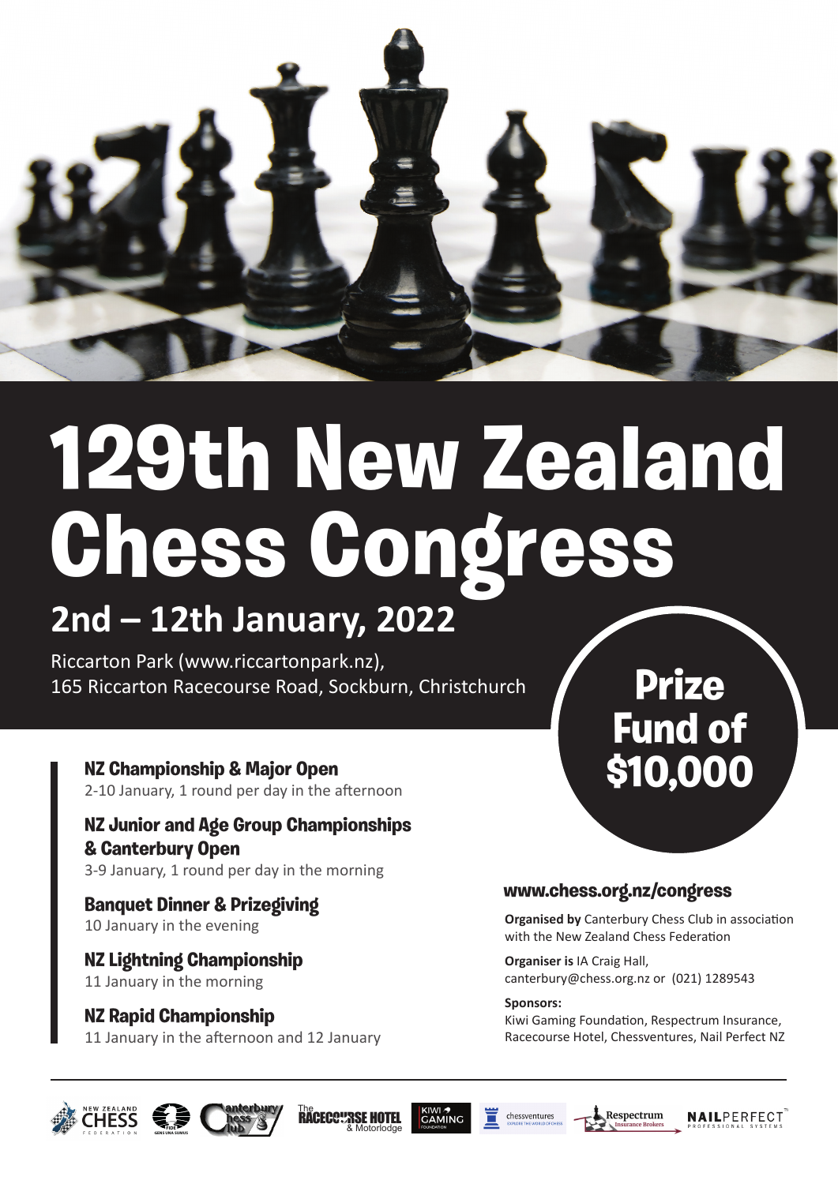# 129th New Zealand Chess Congress

## 2nd – 12th January, 2022

Riccarton Park (www.riccartonpark.nz),
165 Riccarton Racecourse Road, Sockburn, Christchurch

**Prize Fund of $10,000**

### NZ Championship & Major Open
2-10 January, 1 round per day in the afternoon

### NZ Junior and Age Group Championships & Canterbury Open
3-9 January, 1 round per day in the morning

### Banquet Dinner & Prizegiving
10 January in the evening

### NZ Lightning Championship
11 January in the morning

### NZ Rapid Championship
11 January in the afternoon and 12 January

### www.chess.org.nz/congress

**Organised by** Canterbury Chess Club in association with the New Zealand Chess Federation

**Organiser is** IA Craig Hall,
canterbury@chess.org.nz or (021) 1289543

**Sponsors:**
Kiwi Gaming Foundation, Respectrum Insurance, Racecourse Hotel, Chessventures, Nail Perfect NZ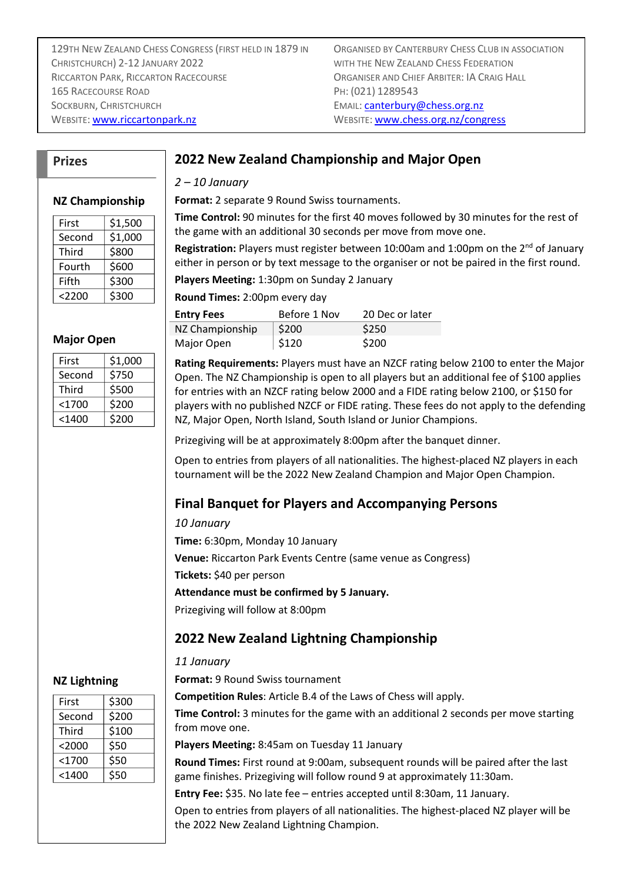129TH NEW ZEALAND CHESS CONGRESS (FIRST HELD IN 1879 IN CHRISTCHURCH) 2-12 JANUARY 2022
RICCARTON PARK, RICCARTON RACECOURSE
165 RACECOURSE ROAD
SOCKBURN, CHRISTCHURCH
WEBSITE: www.riccartonpark.nz

ORGANISED BY CANTERBURY CHESS CLUB IN ASSOCIATION WITH THE NEW ZEALAND CHESS FEDERATION
ORGANISER AND CHIEF ARBITER: IA CRAIG HALL
PH: (021) 1289543
EMAIL: canterbury@chess.org.nz
WEBSITE: www.chess.org.nz/congress

## Prizes

### NZ Championship

| | |
|---|---|
| First | $1,500 |
| Second | $1,000 |
| Third | $800 |
| Fourth | $600 |
| Fifth | $300 |
| <2200 | $300 |

### Major Open

| | |
|---|---|
| First | $1,000 |
| Second | $750 |
| Third | $500 |
| <1700 | $200 |
| <1400 | $200 |

### NZ Lightning

| | |
|---|---|
| First | $300 |
| Second | $200 |
| Third | $100 |
| <2000 | $50 |
| <1700 | $50 |
| <1400 | $50 |

## 2022 New Zealand Championship and Major Open

*2 – 10 January*

**Format:** 2 separate 9 Round Swiss tournaments.

**Time Control:** 90 minutes for the first 40 moves followed by 30 minutes for the rest of the game with an additional 30 seconds per move from move one.

**Registration:** Players must register between 10:00am and 1:00pm on the 2nd of January either in person or by text message to the organiser or not be paired in the first round.

**Players Meeting:** 1:30pm on Sunday 2 January

**Round Times:** 2:00pm every day

| Entry Fees | Before 1 Nov | 20 Dec or later |
|---|---|---|
| NZ Championship | $200 | $250 |
| Major Open | $120 | $200 |

**Rating Requirements:** Players must have an NZCF rating below 2100 to enter the Major Open. The NZ Championship is open to all players but an additional fee of $100 applies for entries with an NZCF rating below 2000 and a FIDE rating below 2100, or $150 for players with no published NZCF or FIDE rating. These fees do not apply to the defending NZ, Major Open, North Island, South Island or Junior Champions.

Prizegiving will be at approximately 8:00pm after the banquet dinner.

Open to entries from players of all nationalities. The highest-placed NZ players in each tournament will be the 2022 New Zealand Champion and Major Open Champion.

## Final Banquet for Players and Accompanying Persons

*10 January*

**Time:** 6:30pm, Monday 10 January

**Venue:** Riccarton Park Events Centre (same venue as Congress)

**Tickets:** $40 per person

**Attendance must be confirmed by 5 January.**

Prizegiving will follow at 8:00pm

## 2022 New Zealand Lightning Championship

*11 January*

**Format:** 9 Round Swiss tournament

**Competition Rules**: Article B.4 of the Laws of Chess will apply.

**Time Control:** 3 minutes for the game with an additional 2 seconds per move starting from move one.

**Players Meeting:** 8:45am on Tuesday 11 January

**Round Times:** First round at 9:00am, subsequent rounds will be paired after the last game finishes. Prizegiving will follow round 9 at approximately 11:30am.

**Entry Fee:** $35. No late fee – entries accepted until 8:30am, 11 January.

Open to entries from players of all nationalities. The highest-placed NZ player will be the 2022 New Zealand Lightning Champion.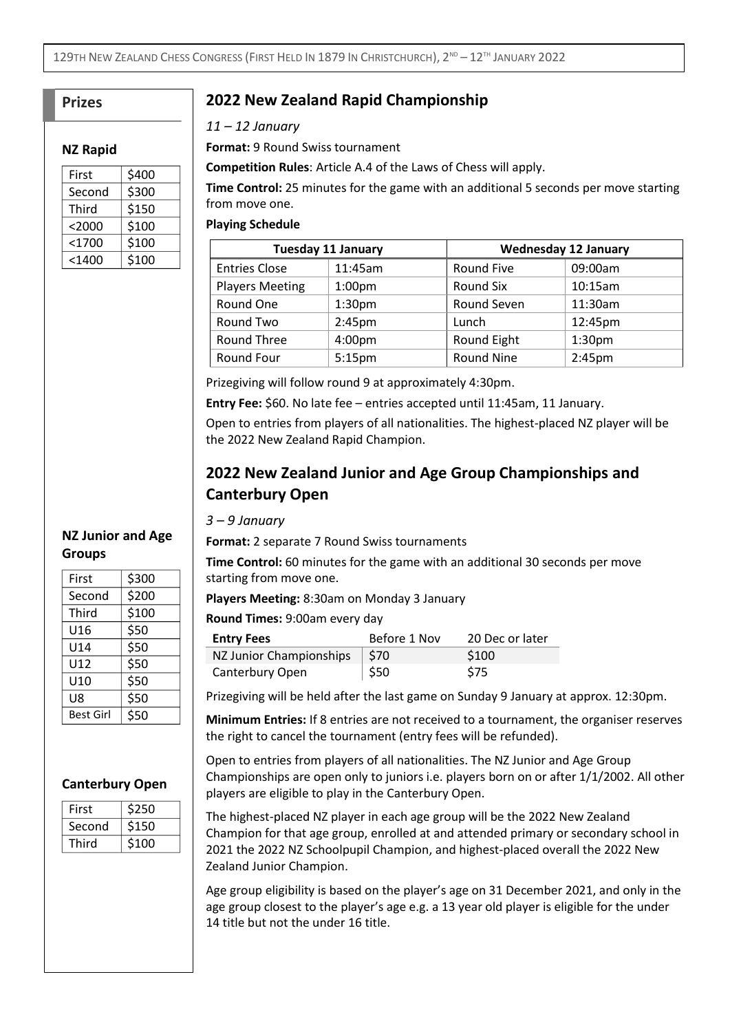## Prizes

### NZ Rapid

| First | $400 |
|---|---|
| Second | $300 |
| Third | $150 |
| <2000 | $100 |
| <1700 | $100 |
| <1400 | $100 |

## 2022 New Zealand Rapid Championship

*11 – 12 January*

**Format:** 9 Round Swiss tournament

**Competition Rules**: Article A.4 of the Laws of Chess will apply.

**Time Control:** 25 minutes for the game with an additional 5 seconds per move starting from move one.

**Playing Schedule**

| Tuesday 11 January | | Wednesday 12 January | |
|---|---|---|---|
| Entries Close | 11:45am | Round Five | 09:00am |
| Players Meeting | 1:00pm | Round Six | 10:15am |
| Round One | 1:30pm | Round Seven | 11:30am |
| Round Two | 2:45pm | Lunch | 12:45pm |
| Round Three | 4:00pm | Round Eight | 1:30pm |
| Round Four | 5:15pm | Round Nine | 2:45pm |

Prizegiving will follow round 9 at approximately 4:30pm.

**Entry Fee:** $60. No late fee – entries accepted until 11:45am, 11 January.

Open to entries from players of all nationalities. The highest-placed NZ player will be the 2022 New Zealand Rapid Champion.

### NZ Junior and Age Groups

| First | $300 |
|---|---|
| Second | $200 |
| Third | $100 |
| U16 | $50 |
| U14 | $50 |
| U12 | $50 |
| U10 | $50 |
| U8 | $50 |
| Best Girl | $50 |

### Canterbury Open

| First | $250 |
|---|---|
| Second | $150 |
| Third | $100 |

## 2022 New Zealand Junior and Age Group Championships and Canterbury Open

*3 – 9 January*

**Format:** 2 separate 7 Round Swiss tournaments

**Time Control:** 60 minutes for the game with an additional 30 seconds per move starting from move one.

**Players Meeting:** 8:30am on Monday 3 January

**Round Times:** 9:00am every day

| Entry Fees | Before 1 Nov | 20 Dec or later |
|---|---|---|
| NZ Junior Championships | $70 | $100 |
| Canterbury Open | $50 | $75 |

Prizegiving will be held after the last game on Sunday 9 January at approx. 12:30pm.

**Minimum Entries:** If 8 entries are not received to a tournament, the organiser reserves the right to cancel the tournament (entry fees will be refunded).

Open to entries from players of all nationalities. The NZ Junior and Age Group Championships are open only to juniors i.e. players born on or after 1/1/2002. All other players are eligible to play in the Canterbury Open.

The highest-placed NZ player in each age group will be the 2022 New Zealand Champion for that age group, enrolled at and attended primary or secondary school in 2021 the 2022 NZ Schoolpupil Champion, and highest-placed overall the 2022 New Zealand Junior Champion.

Age group eligibility is based on the player's age on 31 December 2021, and only in the age group closest to the player's age e.g. a 13 year old player is eligible for the under 14 title but not the under 16 title.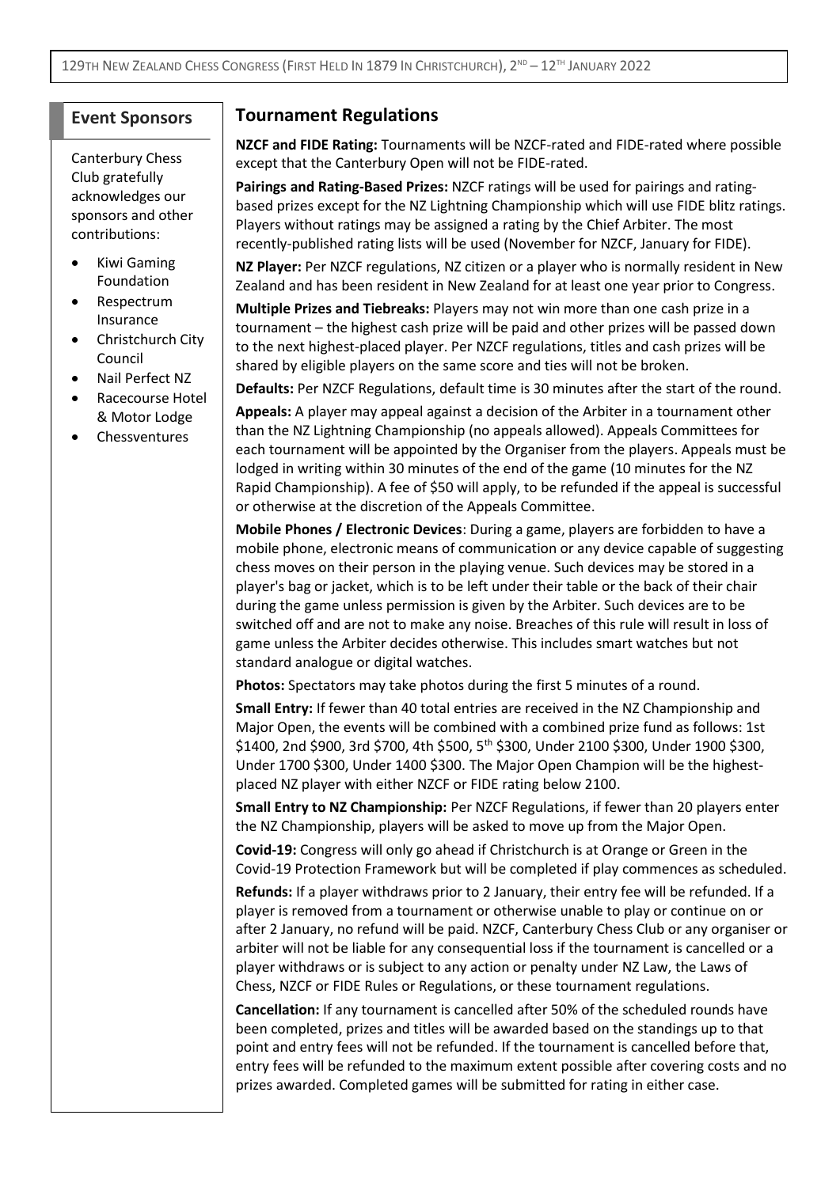## Event Sponsors

Canterbury Chess Club gratefully acknowledges our sponsors and other contributions:

- Kiwi Gaming Foundation
- Respectrum Insurance
- Christchurch City Council
- Nail Perfect NZ
- Racecourse Hotel & Motor Lodge
- Chessventures

## Tournament Regulations

**NZCF and FIDE Rating:** Tournaments will be NZCF-rated and FIDE-rated where possible except that the Canterbury Open will not be FIDE-rated.

**Pairings and Rating-Based Prizes:** NZCF ratings will be used for pairings and rating-based prizes except for the NZ Lightning Championship which will use FIDE blitz ratings. Players without ratings may be assigned a rating by the Chief Arbiter. The most recently-published rating lists will be used (November for NZCF, January for FIDE).

**NZ Player:** Per NZCF regulations, NZ citizen or a player who is normally resident in New Zealand and has been resident in New Zealand for at least one year prior to Congress.

**Multiple Prizes and Tiebreaks:** Players may not win more than one cash prize in a tournament – the highest cash prize will be paid and other prizes will be passed down to the next highest-placed player. Per NZCF regulations, titles and cash prizes will be shared by eligible players on the same score and ties will not be broken.

**Defaults:** Per NZCF Regulations, default time is 30 minutes after the start of the round.

**Appeals:** A player may appeal against a decision of the Arbiter in a tournament other than the NZ Lightning Championship (no appeals allowed). Appeals Committees for each tournament will be appointed by the Organiser from the players. Appeals must be lodged in writing within 30 minutes of the end of the game (10 minutes for the NZ Rapid Championship). A fee of $50 will apply, to be refunded if the appeal is successful or otherwise at the discretion of the Appeals Committee.

**Mobile Phones / Electronic Devices**: During a game, players are forbidden to have a mobile phone, electronic means of communication or any device capable of suggesting chess moves on their person in the playing venue. Such devices may be stored in a player's bag or jacket, which is to be left under their table or the back of their chair during the game unless permission is given by the Arbiter. Such devices are to be switched off and are not to make any noise. Breaches of this rule will result in loss of game unless the Arbiter decides otherwise. This includes smart watches but not standard analogue or digital watches.

**Photos:** Spectators may take photos during the first 5 minutes of a round.

**Small Entry:** If fewer than 40 total entries are received in the NZ Championship and Major Open, the events will be combined with a combined prize fund as follows: 1st $1400, 2nd $900, 3rd $700, 4th $500, 5th $300, Under 2100 $300, Under 1900 $300, Under 1700 $300, Under 1400 $300. The Major Open Champion will be the highest-placed NZ player with either NZCF or FIDE rating below 2100.

**Small Entry to NZ Championship:** Per NZCF Regulations, if fewer than 20 players enter the NZ Championship, players will be asked to move up from the Major Open.

**Covid-19:** Congress will only go ahead if Christchurch is at Orange or Green in the Covid-19 Protection Framework but will be completed if play commences as scheduled.

**Refunds:** If a player withdraws prior to 2 January, their entry fee will be refunded. If a player is removed from a tournament or otherwise unable to play or continue on or after 2 January, no refund will be paid. NZCF, Canterbury Chess Club or any organiser or arbiter will not be liable for any consequential loss if the tournament is cancelled or a player withdraws or is subject to any action or penalty under NZ Law, the Laws of Chess, NZCF or FIDE Rules or Regulations, or these tournament regulations.

**Cancellation:** If any tournament is cancelled after 50% of the scheduled rounds have been completed, prizes and titles will be awarded based on the standings up to that point and entry fees will not be refunded. If the tournament is cancelled before that, entry fees will be refunded to the maximum extent possible after covering costs and no prizes awarded. Completed games will be submitted for rating in either case.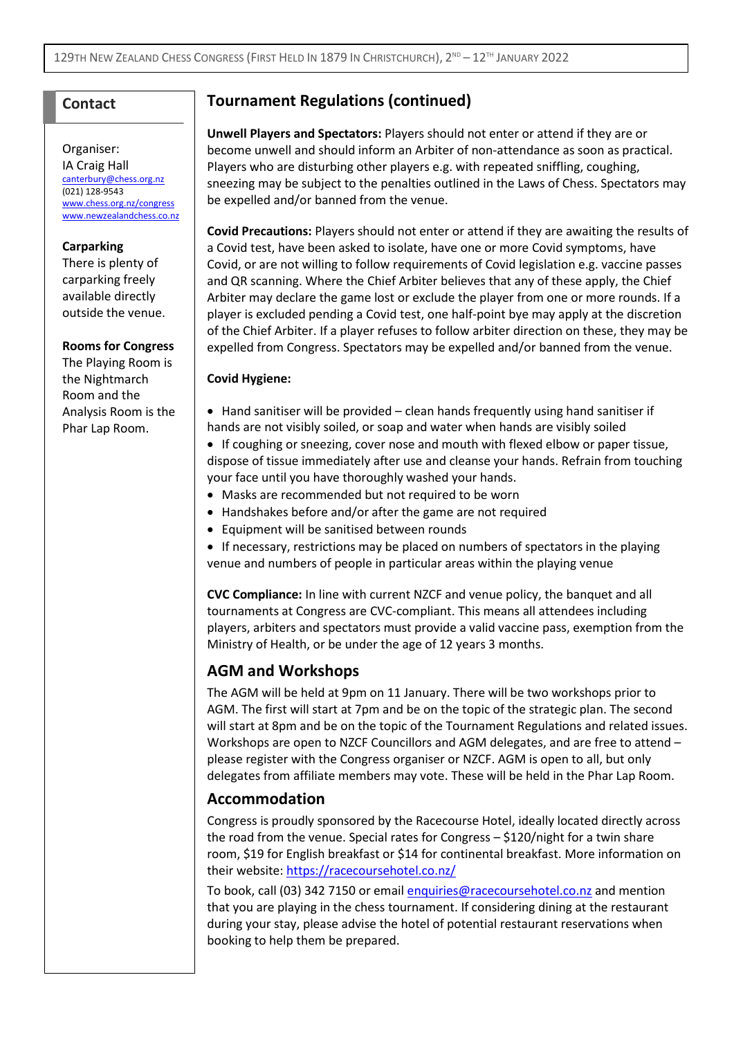## Contact

Organiser:
IA Craig Hall
canterbury@chess.org.nz
(021) 128-9543
www.chess.org.nz/congress
www.newzealandchess.co.nz

**Carparking**
There is plenty of carparking freely available directly outside the venue.

**Rooms for Congress**
The Playing Room is the Nightmarch Room and the Analysis Room is the Phar Lap Room.

## Tournament Regulations (continued)

**Unwell Players and Spectators:** Players should not enter or attend if they are or become unwell and should inform an Arbiter of non-attendance as soon as practical. Players who are disturbing other players e.g. with repeated sniffling, coughing, sneezing may be subject to the penalties outlined in the Laws of Chess. Spectators may be expelled and/or banned from the venue.

**Covid Precautions:** Players should not enter or attend if they are awaiting the results of a Covid test, have been asked to isolate, have one or more Covid symptoms, have Covid, or are not willing to follow requirements of Covid legislation e.g. vaccine passes and QR scanning. Where the Chief Arbiter believes that any of these apply, the Chief Arbiter may declare the game lost or exclude the player from one or more rounds. If a player is excluded pending a Covid test, one half-point bye may apply at the discretion of the Chief Arbiter. If a player refuses to follow arbiter direction on these, they may be expelled from Congress. Spectators may be expelled and/or banned from the venue.

**Covid Hygiene:**

- Hand sanitiser will be provided – clean hands frequently using hand sanitiser if hands are not visibly soiled, or soap and water when hands are visibly soiled
- If coughing or sneezing, cover nose and mouth with flexed elbow or paper tissue, dispose of tissue immediately after use and cleanse your hands. Refrain from touching your face until you have thoroughly washed your hands.
- Masks are recommended but not required to be worn
- Handshakes before and/or after the game are not required
- Equipment will be sanitised between rounds
- If necessary, restrictions may be placed on numbers of spectators in the playing venue and numbers of people in particular areas within the playing venue

**CVC Compliance:** In line with current NZCF and venue policy, the banquet and all tournaments at Congress are CVC-compliant. This means all attendees including players, arbiters and spectators must provide a valid vaccine pass, exemption from the Ministry of Health, or be under the age of 12 years 3 months.

## AGM and Workshops

The AGM will be held at 9pm on 11 January. There will be two workshops prior to AGM. The first will start at 7pm and be on the topic of the strategic plan. The second will start at 8pm and be on the topic of the Tournament Regulations and related issues. Workshops are open to NZCF Councillors and AGM delegates, and are free to attend – please register with the Congress organiser or NZCF. AGM is open to all, but only delegates from affiliate members may vote. These will be held in the Phar Lap Room.

## Accommodation

Congress is proudly sponsored by the Racecourse Hotel, ideally located directly across the road from the venue. Special rates for Congress – $120/night for a twin share room, $19 for English breakfast or $14 for continental breakfast. More information on their website: https://racecoursehotel.co.nz/

To book, call (03) 342 7150 or email enquiries@racecoursehotel.co.nz and mention that you are playing in the chess tournament. If considering dining at the restaurant during your stay, please advise the hotel of potential restaurant reservations when booking to help them be prepared.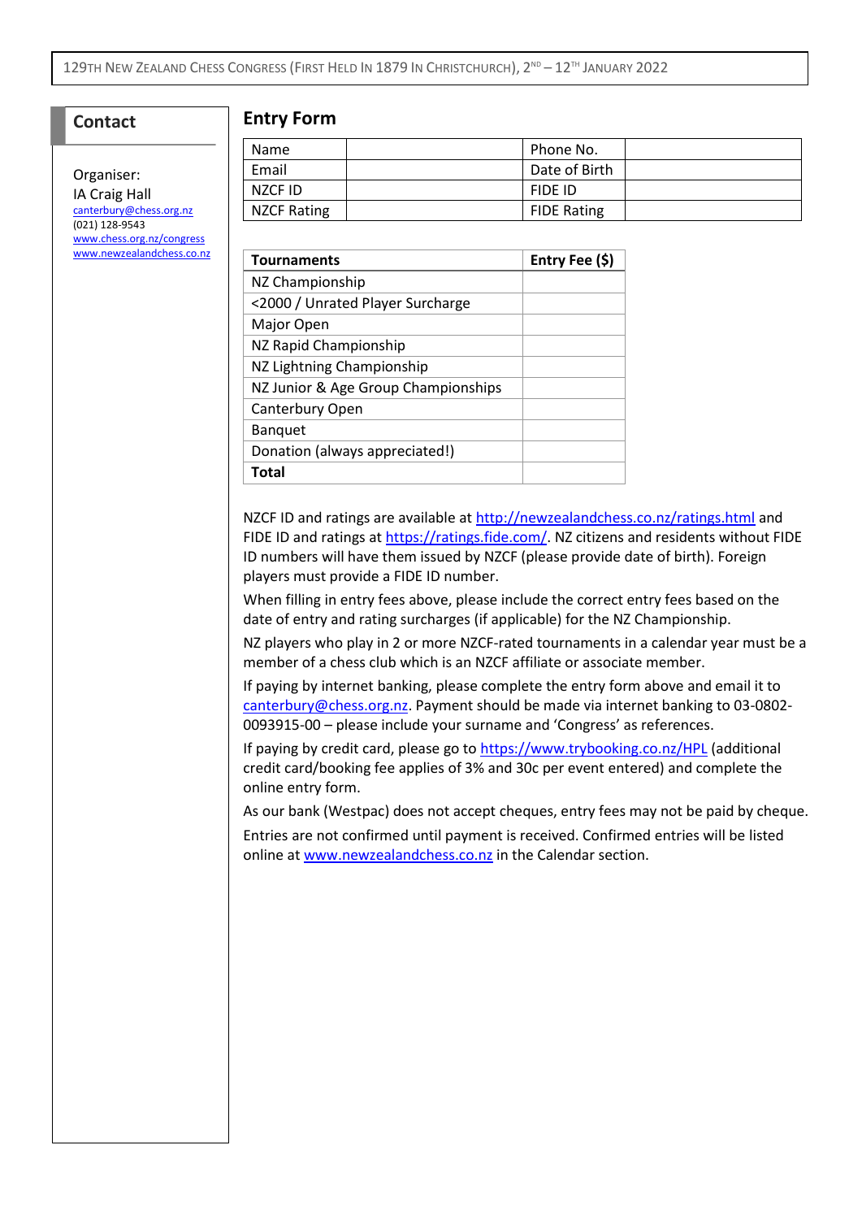## Contact

Organiser:
IA Craig Hall
canterbury@chess.org.nz
(021) 128-9543
www.chess.org.nz/congress
www.newzealandchess.co.nz

## Entry Form

| | | | |
|---|---|---|---|
| Name | | Phone No. | |
| Email | | Date of Birth | |
| NZCF ID | | FIDE ID | |
| NZCF Rating | | FIDE Rating | |

| **Tournaments** | **Entry Fee ($)** |
|---|---|
| NZ Championship | |
| <2000 / Unrated Player Surcharge | |
| Major Open | |
| NZ Rapid Championship | |
| NZ Lightning Championship | |
| NZ Junior & Age Group Championships | |
| Canterbury Open | |
| Banquet | |
| Donation (always appreciated!) | |
| **Total** | |

NZCF ID and ratings are available at http://newzealandchess.co.nz/ratings.html and FIDE ID and ratings at https://ratings.fide.com/. NZ citizens and residents without FIDE ID numbers will have them issued by NZCF (please provide date of birth). Foreign players must provide a FIDE ID number.

When filling in entry fees above, please include the correct entry fees based on the date of entry and rating surcharges (if applicable) for the NZ Championship.

NZ players who play in 2 or more NZCF-rated tournaments in a calendar year must be a member of a chess club which is an NZCF affiliate or associate member.

If paying by internet banking, please complete the entry form above and email it to canterbury@chess.org.nz. Payment should be made via internet banking to 03-0802-0093915-00 – please include your surname and 'Congress' as references.

If paying by credit card, please go to https://www.trybooking.co.nz/HPL (additional credit card/booking fee applies of 3% and 30c per event entered) and complete the online entry form.

As our bank (Westpac) does not accept cheques, entry fees may not be paid by cheque.

Entries are not confirmed until payment is received. Confirmed entries will be listed online at www.newzealandchess.co.nz in the Calendar section.